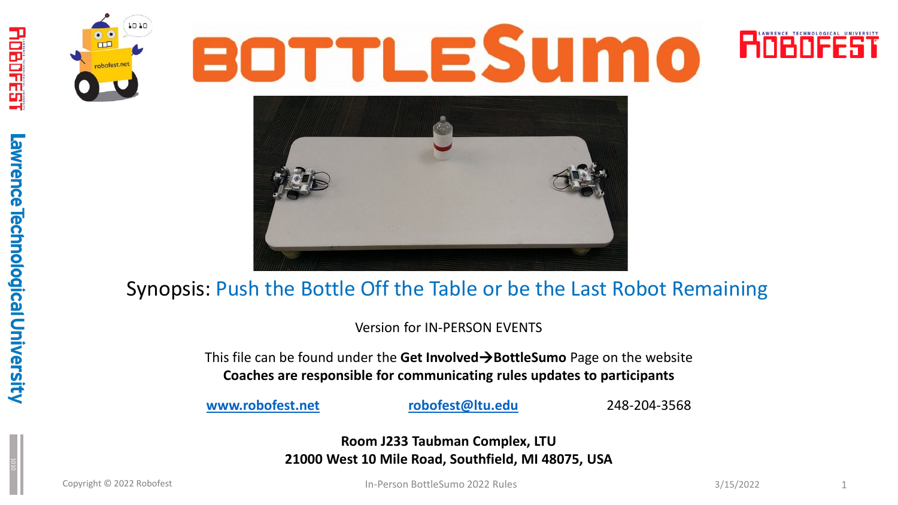# BOTTLESumo

Synopsis: Push the Bottle Off the Table or be the Last Robot Remaining

Version for IN-PERSON EVENTS

This file can be found under the **Get Involved→BottleSumo** Page on the website
**Coaches are responsible for communicating rules updates to participants**

**www.robofest.net** **robofest@ltu.edu** 248-204-3568

**Room J233 Taubman Complex, LTU**
**21000 West 10 Mile Road, Southfield, MI 48075, USA**

Copyright © 2022 Robofest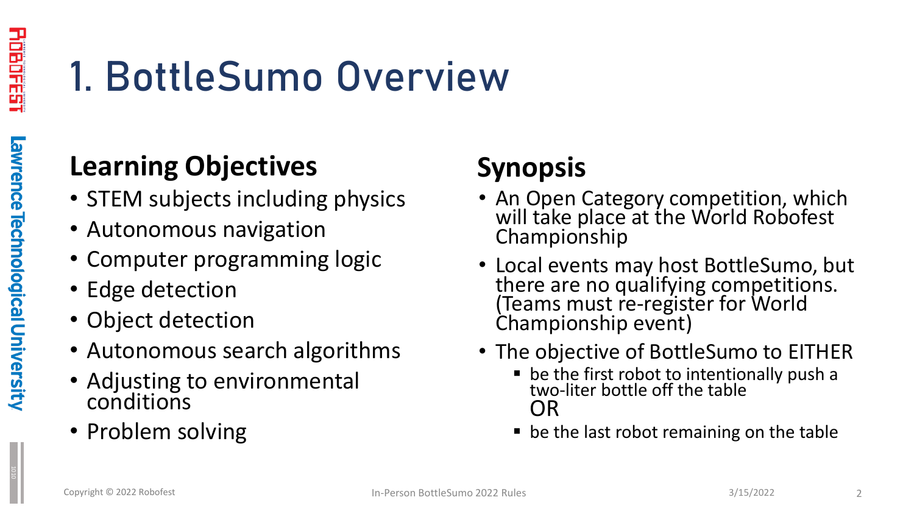# 1. BottleSumo Overview

## Learning Objectives

- STEM subjects including physics
- Autonomous navigation
- Computer programming logic
- Edge detection
- Object detection
- Autonomous search algorithms
- Adjusting to environmental conditions
- Problem solving

## Synopsis

- An Open Category competition, which will take place at the World Robofest Championship
- Local events may host BottleSumo, but there are no qualifying competitions. (Teams must re-register for World Championship event)
- The objective of BottleSumo to EITHER
  - be the first robot to intentionally push a two-liter bottle off the table
    
    OR
  - be the last robot remaining on the table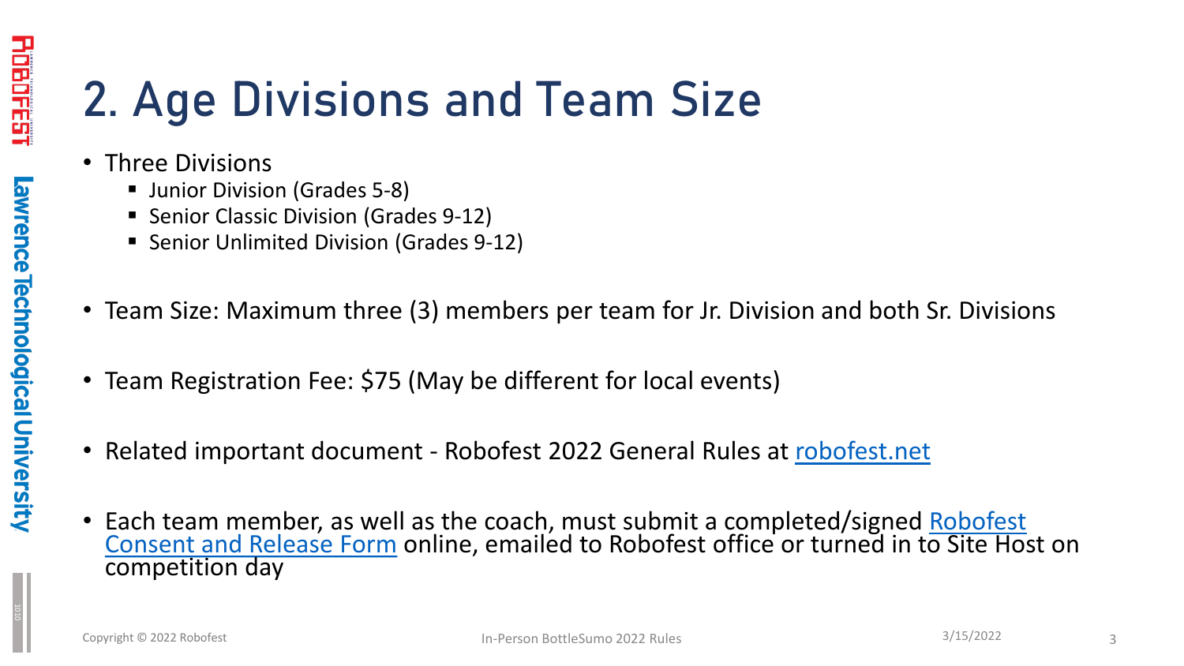# 2. Age Divisions and Team Size

- Three Divisions
  - Junior Division (Grades 5-8)
  - Senior Classic Division (Grades 9-12)
  - Senior Unlimited Division (Grades 9-12)

- Team Size: Maximum three (3) members per team for Jr. Division and both Sr. Divisions

- Team Registration Fee: $75 (May be different for local events)

- Related important document - Robofest 2022 General Rules at robofest.net

- Each team member, as well as the coach, must submit a completed/signed Robofest Consent and Release Form online, emailed to Robofest office or turned in to Site Host on competition day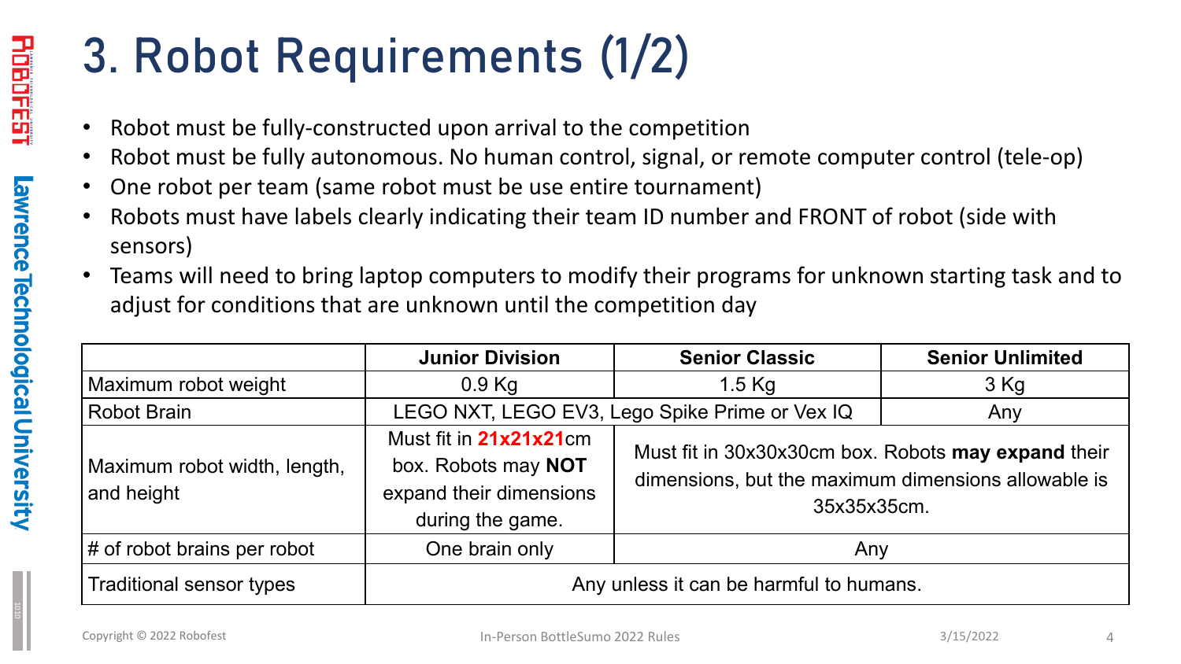# 3. Robot Requirements (1/2)

- Robot must be fully-constructed upon arrival to the competition
- Robot must be fully autonomous. No human control, signal, or remote computer control (tele-op)
- One robot per team (same robot must be use entire tournament)
- Robots must have labels clearly indicating their team ID number and FRONT of robot (side with sensors)
- Teams will need to bring laptop computers to modify their programs for unknown starting task and to adjust for conditions that are unknown until the competition day

| | Junior Division | Senior Classic | Senior Unlimited |
|---|---|---|---|
| Maximum robot weight | 0.9 Kg | 1.5 Kg | 3 Kg |
| Robot Brain | LEGO NXT, LEGO EV3, Lego Spike Prime or Vex IQ | | Any |
| Maximum robot width, length, and height | Must fit in **21x21x21**cm box. Robots may **NOT** expand their dimensions during the game. | Must fit in 30x30x30cm box. Robots **may expand** their dimensions, but the maximum dimensions allowable is 35x35x35cm. | |
| # of robot brains per robot | One brain only | Any | |
| Traditional sensor types | Any unless it can be harmful to humans. | | |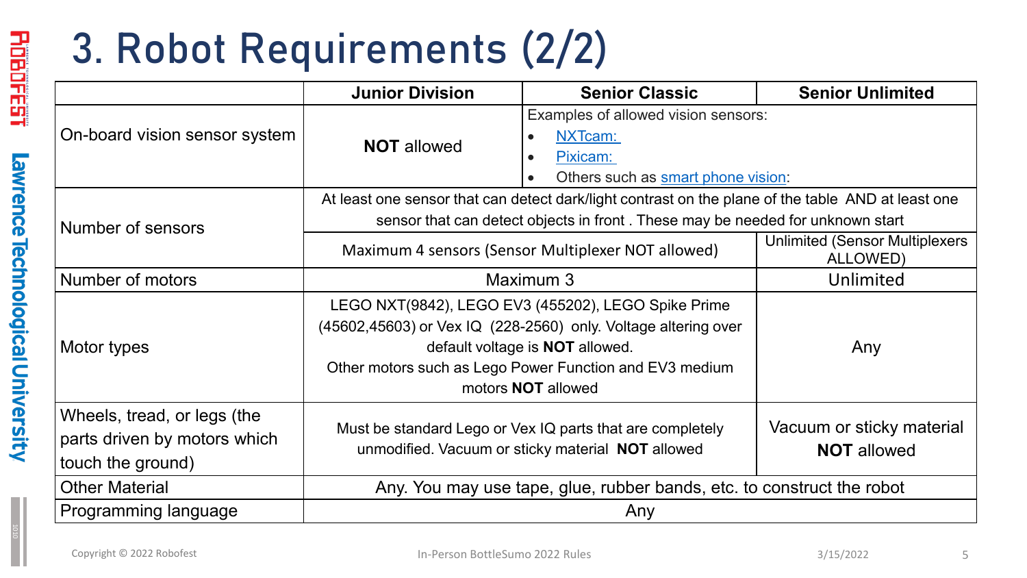# 3. Robot Requirements (2/2)

| | Junior Division | Senior Classic | Senior Unlimited |
|---|---|---|---|
| On-board vision sensor system | **NOT** allowed | Examples of allowed vision sensors:<br>• NXTcam:<br>• Pixicam:<br>• Others such as smart phone vision: | |
| Number of sensors | At least one sensor that can detect dark/light contrast on the plane of the table AND at least one sensor that can detect objects in front . These may be needed for unknown start | | |
| | Maximum 4 sensors (Sensor Multiplexer NOT allowed) | | Unlimited (Sensor Multiplexers ALLOWED) |
| Number of motors | Maximum 3 | | Unlimited |
| Motor types | LEGO NXT(9842), LEGO EV3 (455202), LEGO Spike Prime (45602,45603) or Vex IQ (228-2560) only. Voltage altering over default voltage is **NOT** allowed.<br>Other motors such as Lego Power Function and EV3 medium motors **NOT** allowed | | Any |
| Wheels, tread, or legs (the parts driven by motors which touch the ground) | Must be standard Lego or Vex IQ parts that are completely unmodified. Vacuum or sticky material **NOT** allowed | | Vacuum or sticky material **NOT** allowed |
| Other Material | Any. You may use tape, glue, rubber bands, etc. to construct the robot | | |
| Programming language | Any | | |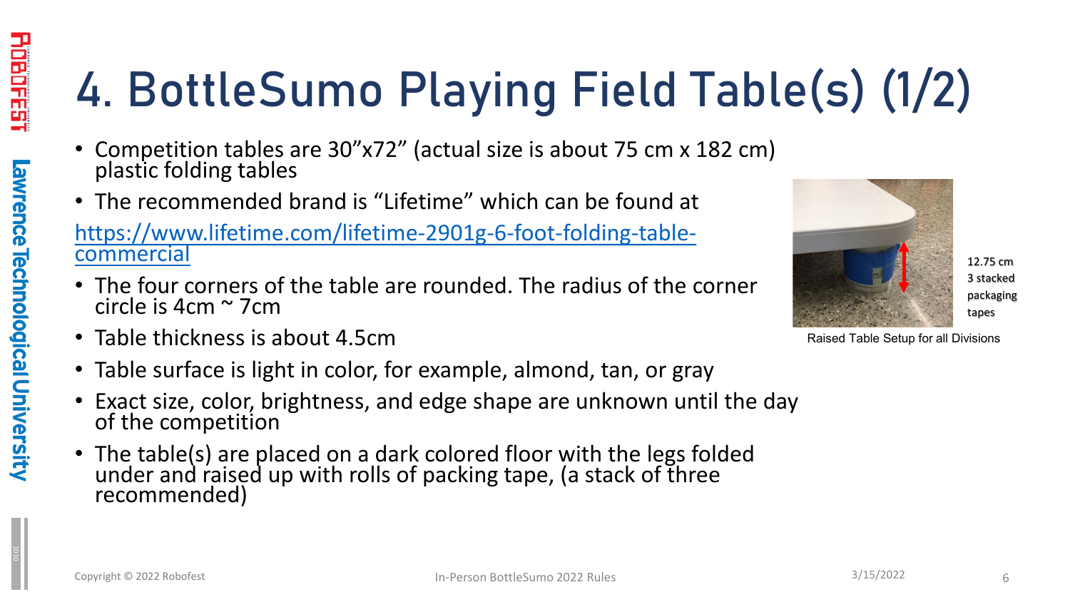# 4. BottleSumo Playing Field Table(s) (1/2)

- Competition tables are 30"x72" (actual size is about 75 cm x 182 cm) plastic folding tables
- The recommended brand is "Lifetime" which can be found at

https://www.lifetime.com/lifetime-2901g-6-foot-folding-table-commercial

- The four corners of the table are rounded. The radius of the corner circle is 4cm ~ 7cm
- Table thickness is about 4.5cm
- Table surface is light in color, for example, almond, tan, or gray
- Exact size, color, brightness, and edge shape are unknown until the day of the competition
- The table(s) are placed on a dark colored floor with the legs folded under and raised up with rolls of packing tape, (a stack of three recommended)

12.75 cm
3 stacked packaging tapes

Raised Table Setup for all Divisions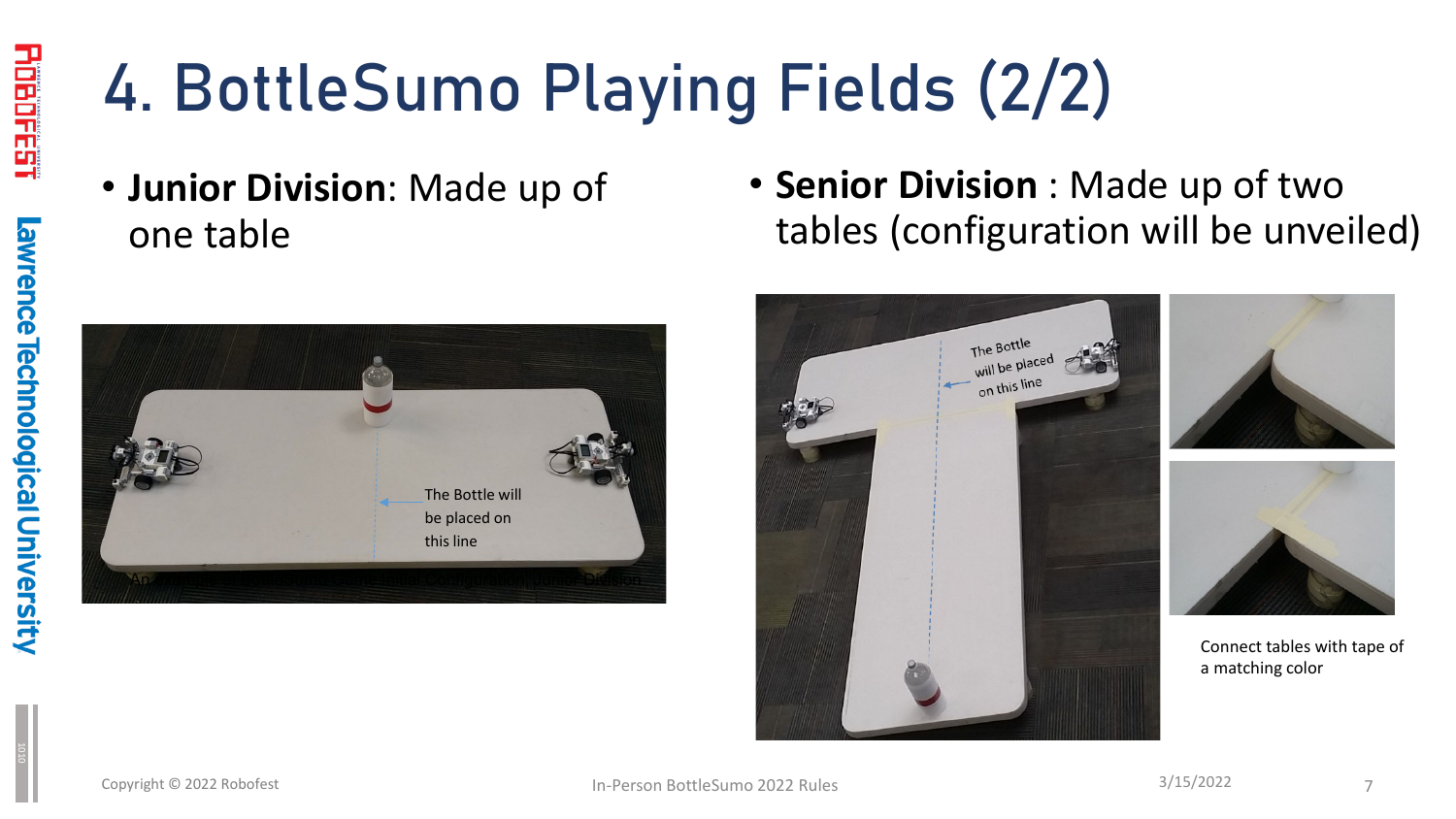# 4. BottleSumo Playing Fields (2/2)

- **Junior Division**: Made up of one table

The Bottle will be placed on this line

- **Senior Division** : Made up of two tables (configuration will be unveiled)

The Bottle will be placed on this line

Connect tables with tape of a matching color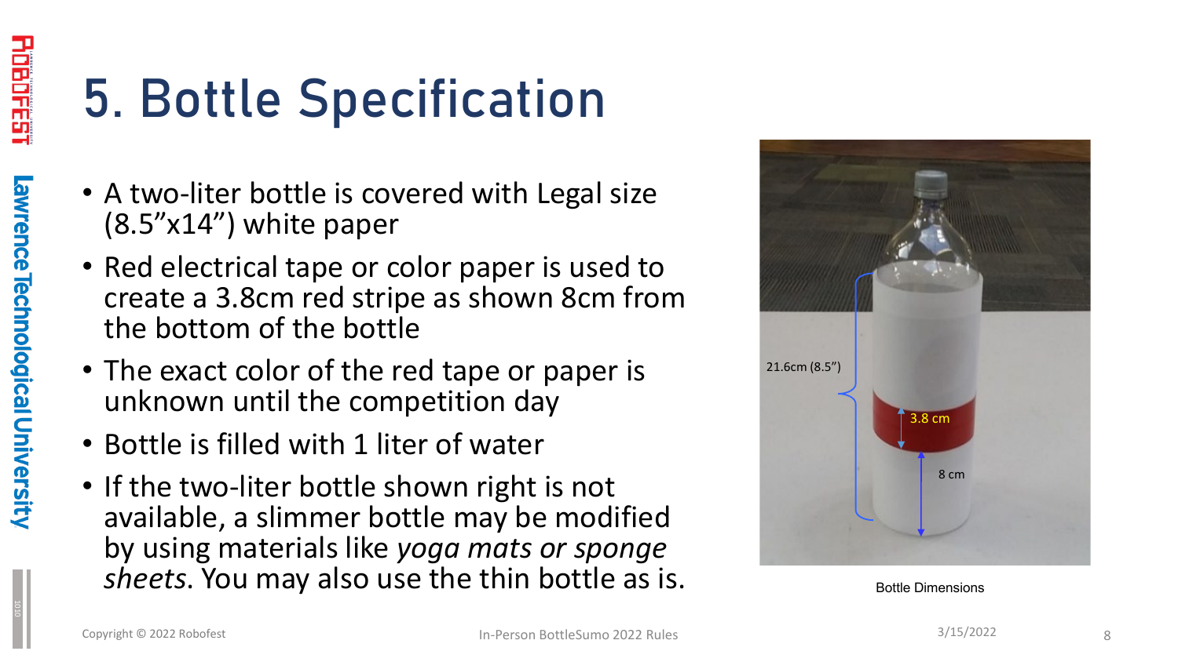# 5. Bottle Specification

- A two-liter bottle is covered with Legal size (8.5”x14”) white paper
- Red electrical tape or color paper is used to create a 3.8cm red stripe as shown 8cm from the bottom of the bottle
- The exact color of the red tape or paper is unknown until the competition day
- Bottle is filled with 1 liter of water
- If the two-liter bottle shown right is not available, a slimmer bottle may be modified by using materials like *yoga mats or sponge sheets*. You may also use the thin bottle as is.

Bottle Dimensions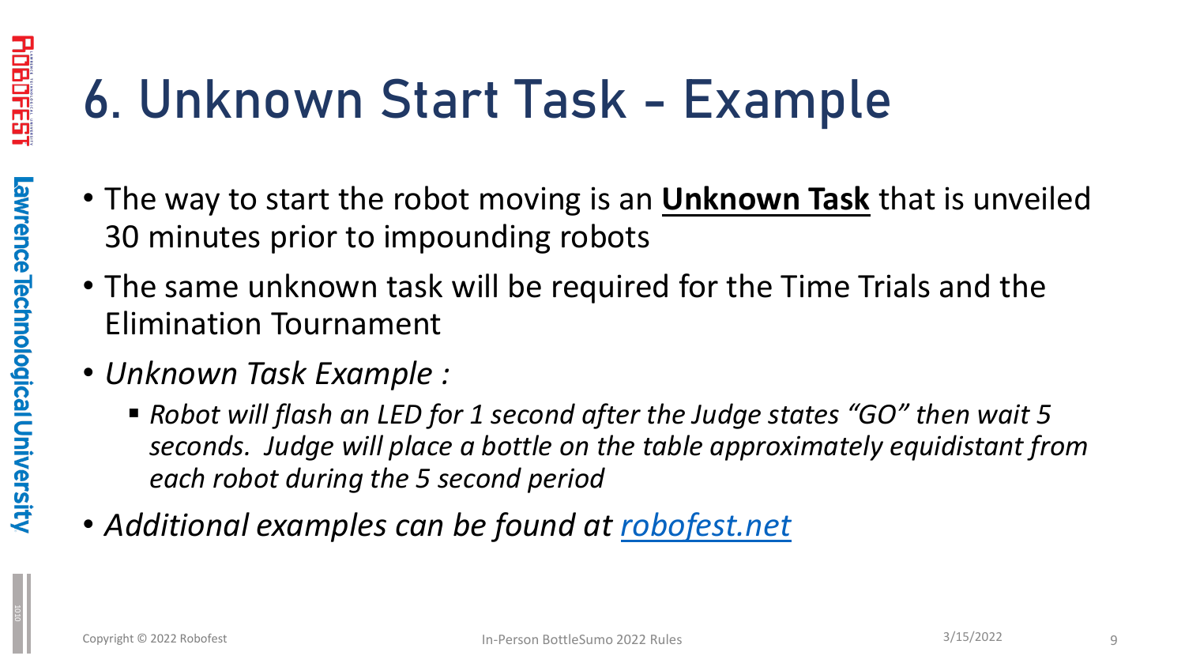# 6. Unknown Start Task - Example

- The way to start the robot moving is an **Unknown Task** that is unveiled 30 minutes prior to impounding robots
- The same unknown task will be required for the Time Trials and the Elimination Tournament
- *Unknown Task Example :*
  - *Robot will flash an LED for 1 second after the Judge states "GO" then wait 5 seconds. Judge will place a bottle on the table approximately equidistant from each robot during the 5 second period*
- *Additional examples can be found at [robofest.net](robofest.net)*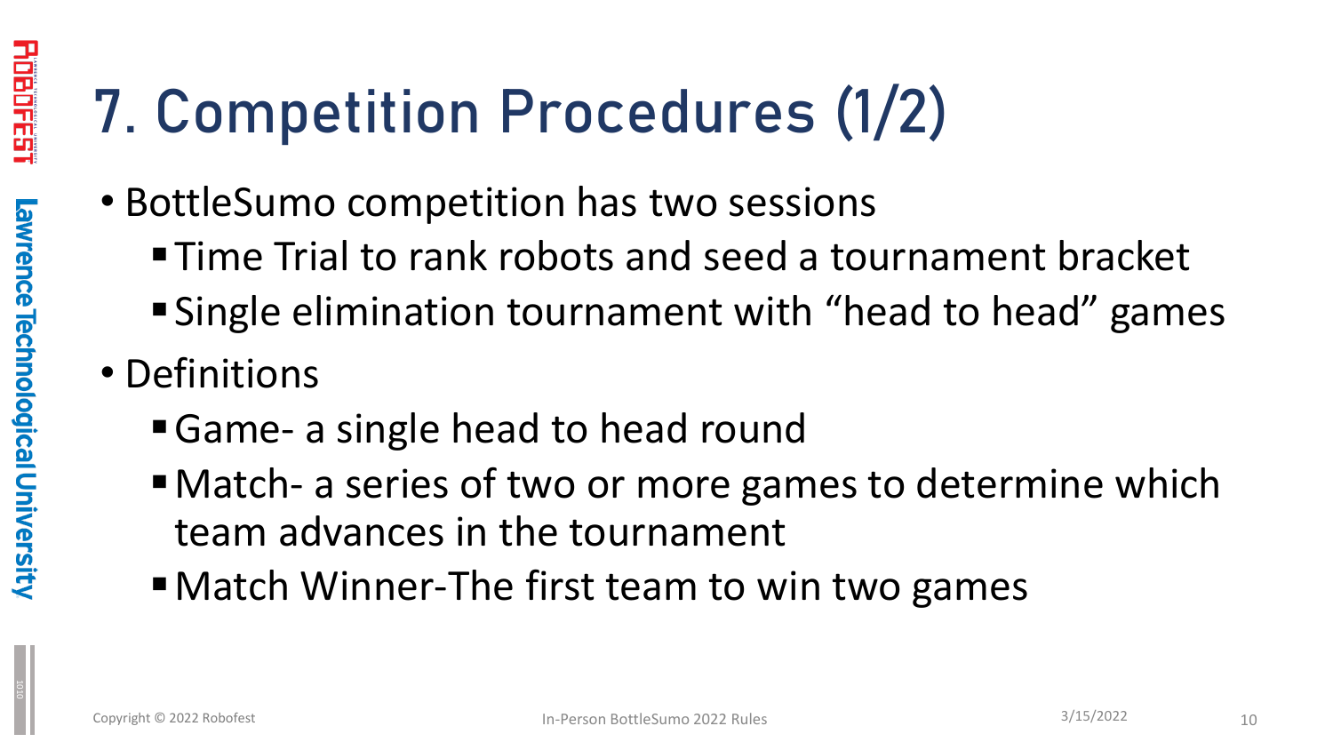# 7. Competition Procedures (1/2)

- BottleSumo competition has two sessions
  - Time Trial to rank robots and seed a tournament bracket
  - Single elimination tournament with “head to head” games
- Definitions
  - Game- a single head to head round
  - Match- a series of two or more games to determine which team advances in the tournament
  - Match Winner-The first team to win two games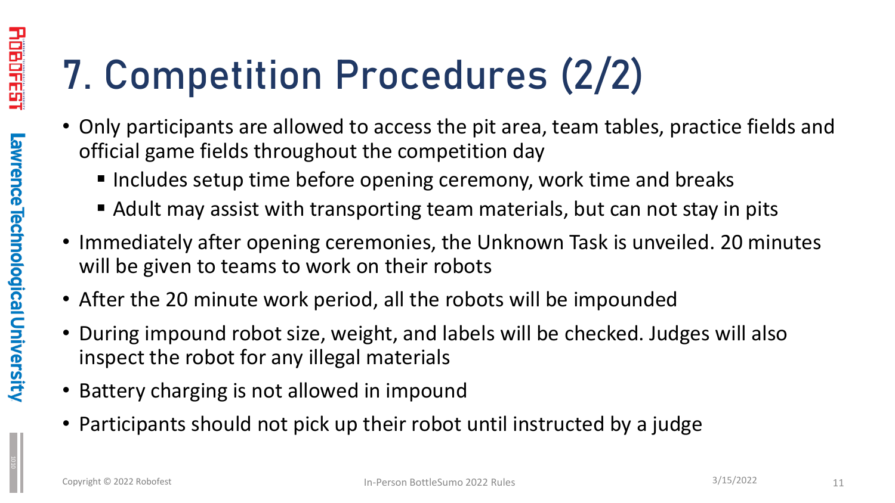# 7. Competition Procedures (2/2)

- Only participants are allowed to access the pit area, team tables, practice fields and official game fields throughout the competition day
  - Includes setup time before opening ceremony, work time and breaks
  - Adult may assist with transporting team materials, but can not stay in pits
- Immediately after opening ceremonies, the Unknown Task is unveiled. 20 minutes will be given to teams to work on their robots
- After the 20 minute work period, all the robots will be impounded
- During impound robot size, weight, and labels will be checked. Judges will also inspect the robot for any illegal materials
- Battery charging is not allowed in impound
- Participants should not pick up their robot until instructed by a judge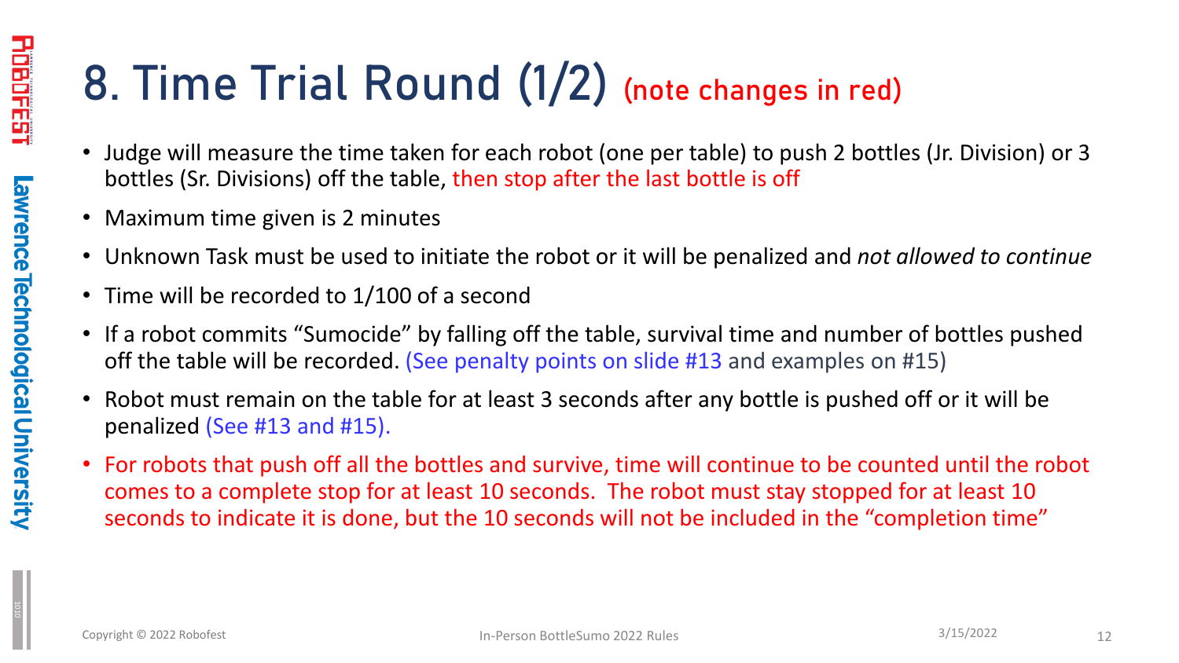# 8. Time Trial Round (1/2) (note changes in red)

- Judge will measure the time taken for each robot (one per table) to push 2 bottles (Jr. Division) or 3 bottles (Sr. Divisions) off the table, then stop after the last bottle is off
- Maximum time given is 2 minutes
- Unknown Task must be used to initiate the robot or it will be penalized and *not allowed to continue*
- Time will be recorded to 1/100 of a second
- If a robot commits "Sumocide" by falling off the table, survival time and number of bottles pushed off the table will be recorded. (See penalty points on slide #13 and examples on #15)
- Robot must remain on the table for at least 3 seconds after any bottle is pushed off or it will be penalized (See #13 and #15).
- For robots that push off all the bottles and survive, time will continue to be counted until the robot comes to a complete stop for at least 10 seconds. The robot must stay stopped for at least 10 seconds to indicate it is done, but the 10 seconds will not be included in the "completion time"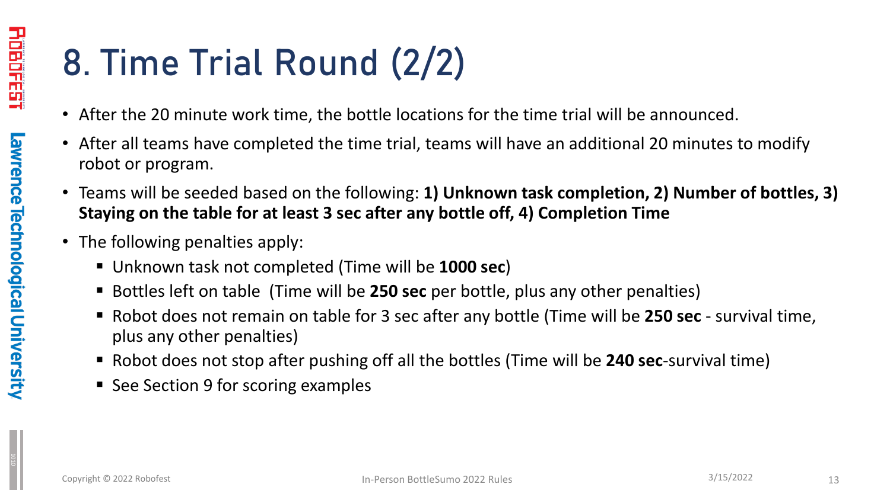# 8. Time Trial Round (2/2)

- After the 20 minute work time, the bottle locations for the time trial will be announced.
- After all teams have completed the time trial, teams will have an additional 20 minutes to modify robot or program.
- Teams will be seeded based on the following: **1) Unknown task completion, 2) Number of bottles, 3) Staying on the table for at least 3 sec after any bottle off, 4) Completion Time**
- The following penalties apply:
  - Unknown task not completed (Time will be **1000 sec**)
  - Bottles left on table (Time will be **250 sec** per bottle, plus any other penalties)
  - Robot does not remain on table for 3 sec after any bottle (Time will be **250 sec** - survival time, plus any other penalties)
  - Robot does not stop after pushing off all the bottles (Time will be **240 sec**-survival time)
  - See Section 9 for scoring examples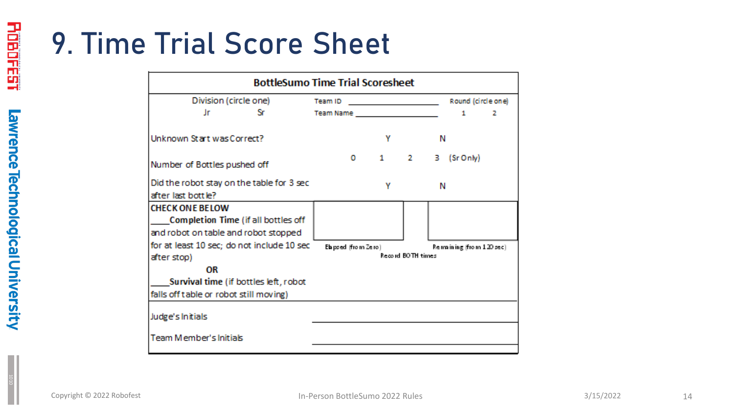# 9. Time Trial Score Sheet

| BottleSumo Time Trial Scoresheet | | | |
|---|---|---|---|
| Division (circle one)<br>Jr Sr | Team ID \_\_\_\_\_\_\_\_\_\_\_\_\_\_\_\_\_\_<br>Team Name \_\_\_\_\_\_\_\_\_\_\_\_\_\_\_\_\_\_ | | Round (circle one)<br>1 2 |
| Unknown Start was Correct? | Y | | N |
| Number of Bottles pushed off | 0 1 2 3 (Sr Only) | | |
| Did the robot stay on the table for 3 sec after last bottle? | Y | | N |
| **CHECK ONE BELOW**<br>\_\_\_\_**Completion Time** (if all bottles off and robot on table and robot stopped for at least 10 sec; do not include 10 sec after stop)<br>**OR**<br>\_\_\_\_**Survival time** (if bottles left, robot falls off table or robot still moving) | Elapsed (from Zero) | Record BOTH times | Remaining (from 120 sec) |
| Judge's Initials | | | |
| Team Member's Initials | | | |

Copyright © 2022 Robofest

In-Person BottleSumo 2022 Rules

3/15/2022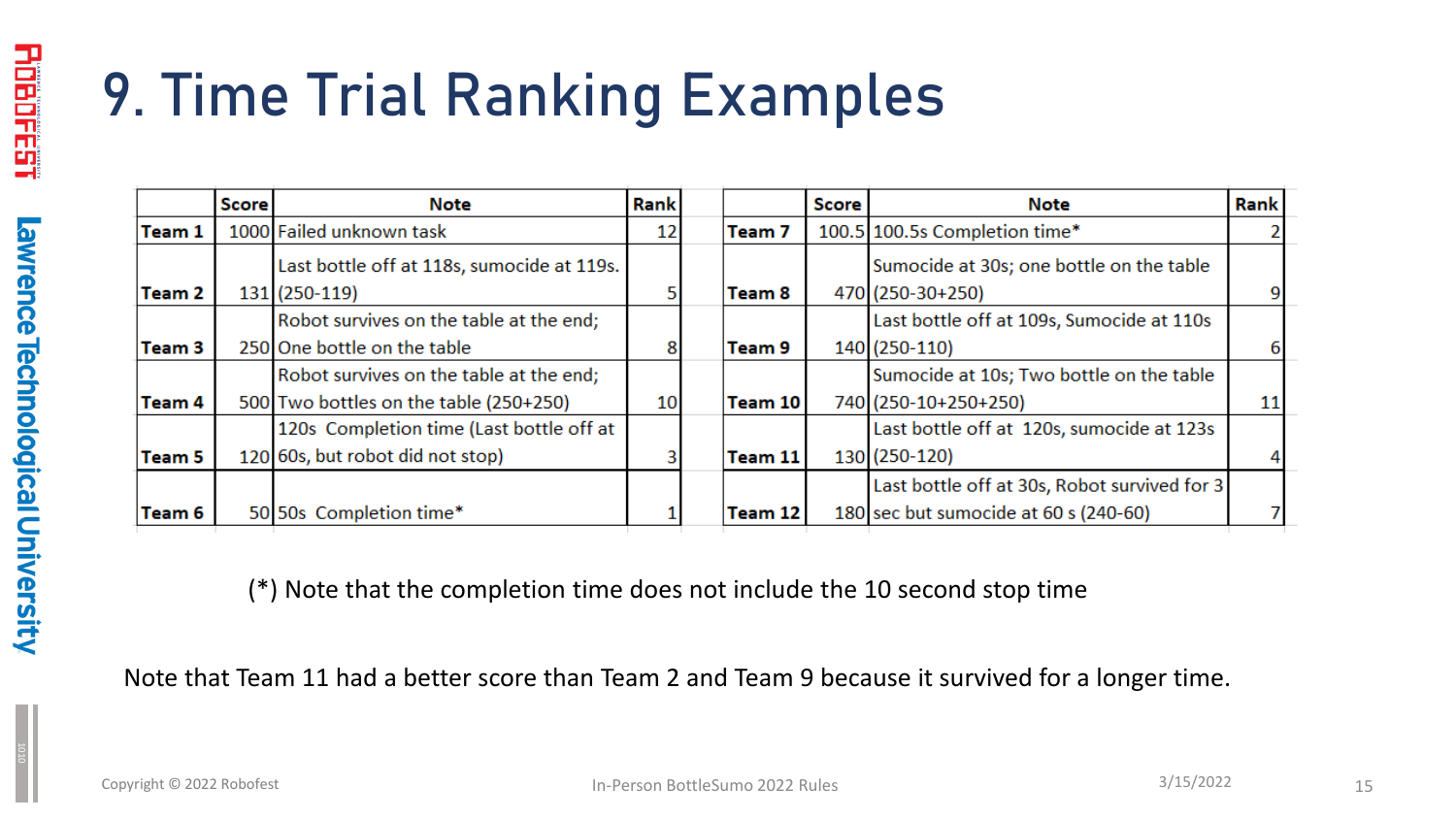# 9. Time Trial Ranking Examples

|  | Score | Note | Rank |
|---|---|---|---|
| Team 1 | 1000 | Failed unknown task | 12 |
| Team 2 | 131 | Last bottle off at 118s, sumocide at 119s. (250-119) | 5 |
| Team 3 | 250 | Robot survives on the table at the end; One bottle on the table | 8 |
| Team 4 | 500 | Robot survives on the table at the end; Two bottles on the table (250+250) | 10 |
| Team 5 | 120 | 120s Completion time (Last bottle off at 60s, but robot did not stop) | 3 |
| Team 6 | 50 | 50s Completion time* | 1 |

|  | Score | Note | Rank |
|---|---|---|---|
| Team 7 | 100.5 | 100.5s Completion time* | 2 |
| Team 8 | 470 | Sumocide at 30s; one bottle on the table (250-30+250) | 9 |
| Team 9 | 140 | Last bottle off at 109s, Sumocide at 110s (250-110) | 6 |
| Team 10 | 740 | Sumocide at 10s; Two bottle on the table (250-10+250+250) | 11 |
| Team 11 | 130 | Last bottle off at 120s, sumocide at 123s (250-120) | 4 |
| Team 12 | 180 | Last bottle off at 30s, Robot survived for 3 sec but sumocide at 60 s (240-60) | 7 |

(*) Note that the completion time does not include the 10 second stop time

Note that Team 11 had a better score than Team 2 and Team 9 because it survived for a longer time.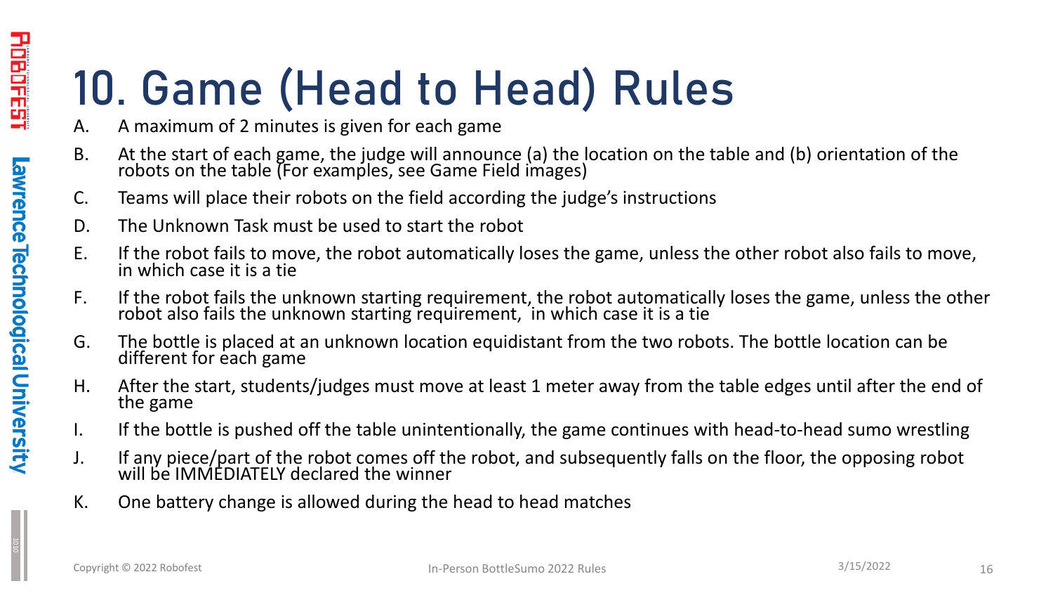# 10. Game (Head to Head) Rules

A. A maximum of 2 minutes is given for each game

B. At the start of each game, the judge will announce (a) the location on the table and (b) orientation of the robots on the table (For examples, see Game Field images)

C. Teams will place their robots on the field according the judge's instructions

D. The Unknown Task must be used to start the robot

E. If the robot fails to move, the robot automatically loses the game, unless the other robot also fails to move, in which case it is a tie

F. If the robot fails the unknown starting requirement, the robot automatically loses the game, unless the other robot also fails the unknown starting requirement, in which case it is a tie

G. The bottle is placed at an unknown location equidistant from the two robots. The bottle location can be different for each game

H. After the start, students/judges must move at least 1 meter away from the table edges until after the end of the game

I. If the bottle is pushed off the table unintentionally, the game continues with head-to-head sumo wrestling

J. If any piece/part of the robot comes off the robot, and subsequently falls on the floor, the opposing robot will be IMMEDIATELY declared the winner

K. One battery change is allowed during the head to head matches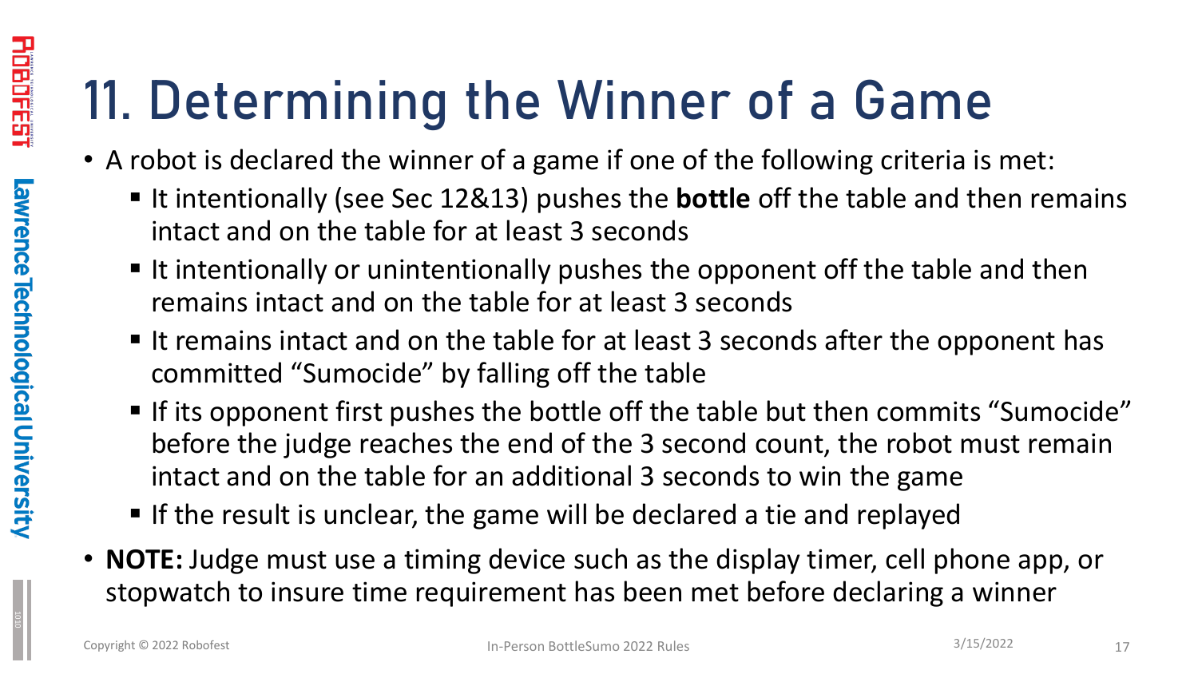# 11. Determining the Winner of a Game

- A robot is declared the winner of a game if one of the following criteria is met:
  - It intentionally (see Sec 12&13) pushes the **bottle** off the table and then remains intact and on the table for at least 3 seconds
  - It intentionally or unintentionally pushes the opponent off the table and then remains intact and on the table for at least 3 seconds
  - It remains intact and on the table for at least 3 seconds after the opponent has committed "Sumocide" by falling off the table
  - If its opponent first pushes the bottle off the table but then commits "Sumocide" before the judge reaches the end of the 3 second count, the robot must remain intact and on the table for an additional 3 seconds to win the game
  - If the result is unclear, the game will be declared a tie and replayed
- **NOTE:** Judge must use a timing device such as the display timer, cell phone app, or stopwatch to insure time requirement has been met before declaring a winner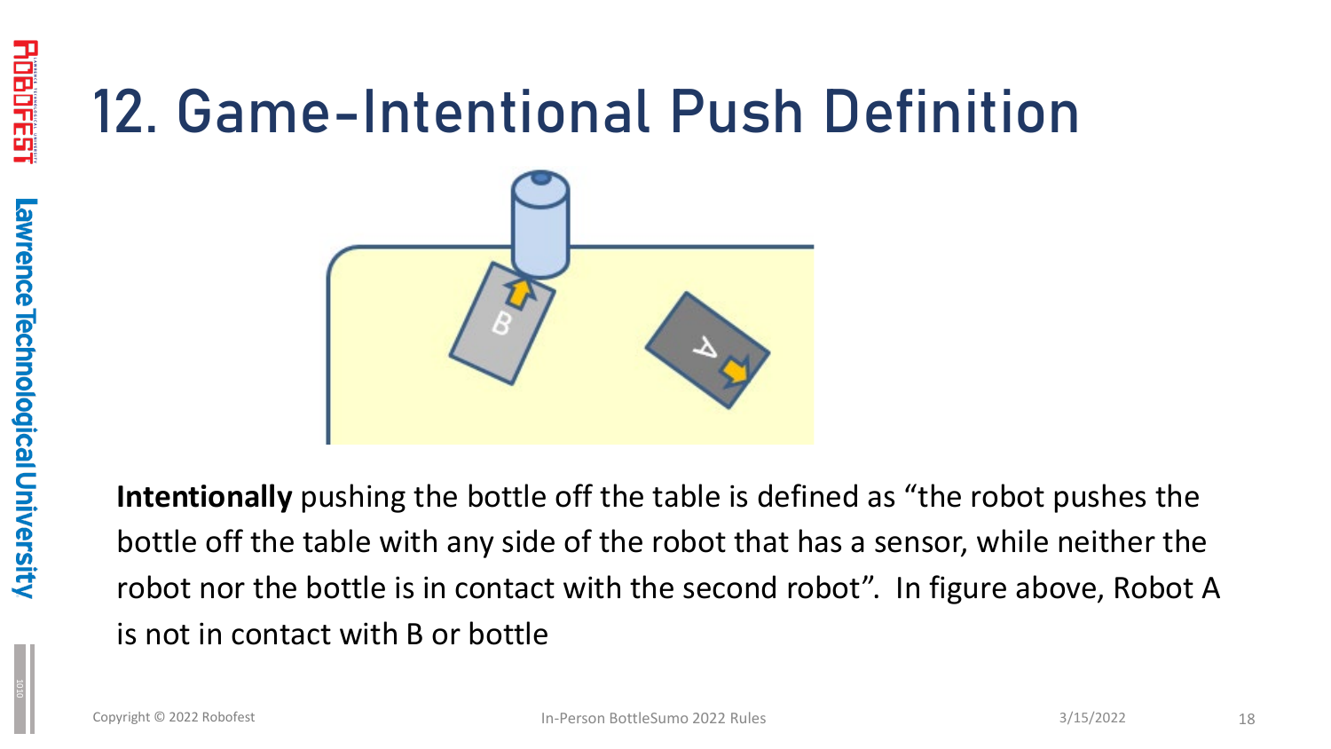# 12. Game-Intentional Push Definition

**Intentionally** pushing the bottle off the table is defined as "the robot pushes the bottle off the table with any side of the robot that has a sensor, while neither the robot nor the bottle is in contact with the second robot". In figure above, Robot A is not in contact with B or bottle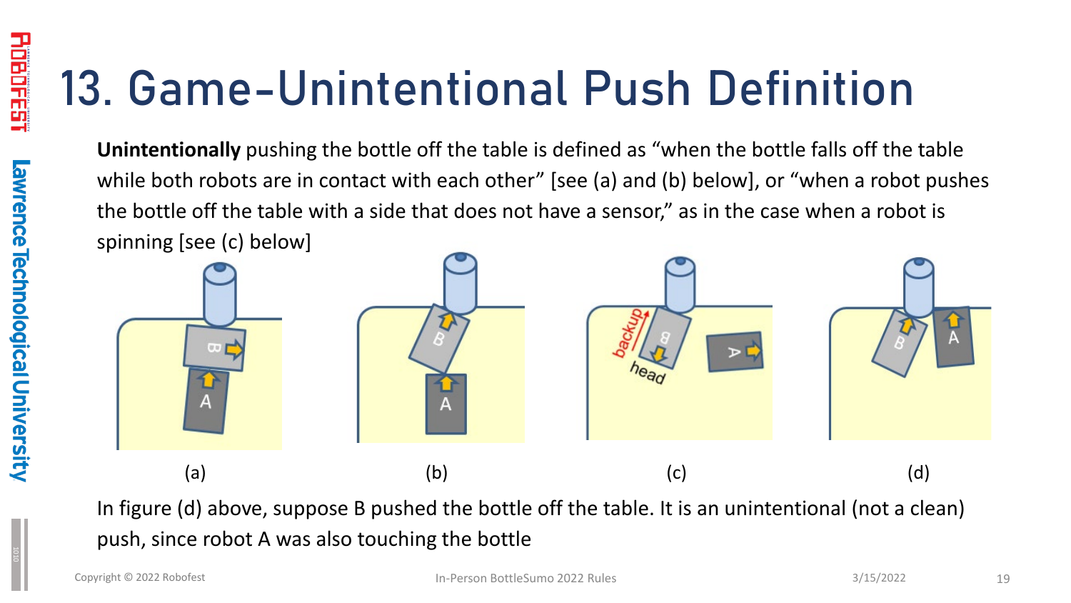# 13. Game-Unintentional Push Definition

**Unintentionally** pushing the bottle off the table is defined as "when the bottle falls off the table while both robots are in contact with each other" [see (a) and (b) below], or "when a robot pushes the bottle off the table with a side that does not have a sensor," as in the case when a robot is spinning [see (c) below]

(a) (b) (c) (d)

In figure (d) above, suppose B pushed the bottle off the table. It is an unintentional (not a clean) push, since robot A was also touching the bottle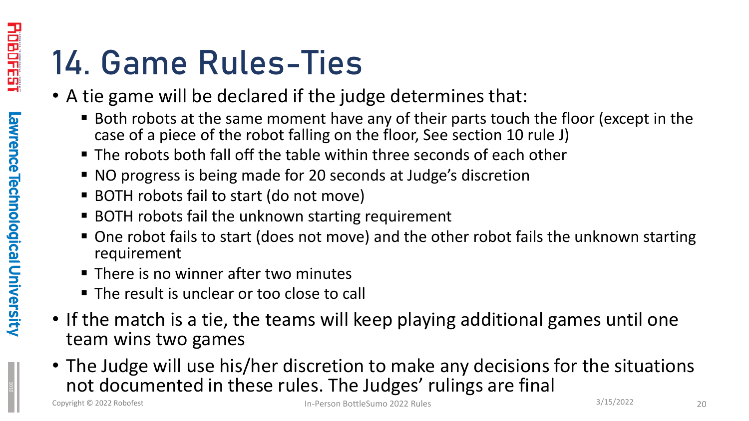# 14. Game Rules-Ties

- A tie game will be declared if the judge determines that:
  - Both robots at the same moment have any of their parts touch the floor (except in the case of a piece of the robot falling on the floor, See section 10 rule J)
  - The robots both fall off the table within three seconds of each other
  - NO progress is being made for 20 seconds at Judge's discretion
  - BOTH robots fail to start (do not move)
  - BOTH robots fail the unknown starting requirement
  - One robot fails to start (does not move) and the other robot fails the unknown starting requirement
  - There is no winner after two minutes
  - The result is unclear or too close to call
- If the match is a tie, the teams will keep playing additional games until one team wins two games
- The Judge will use his/her discretion to make any decisions for the situations not documented in these rules. The Judges' rulings are final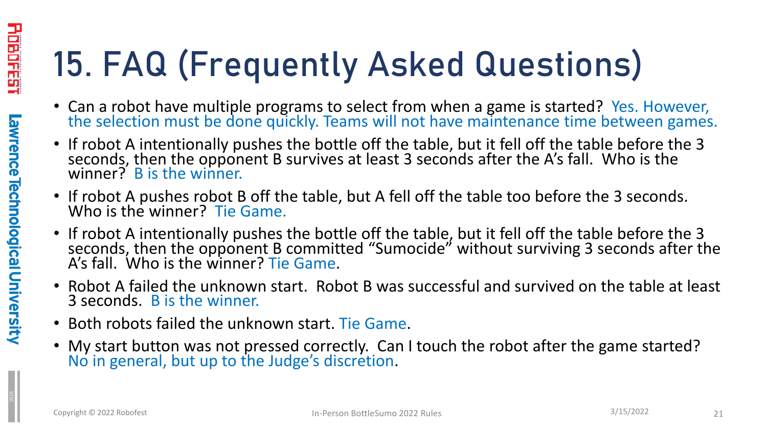# 15. FAQ (Frequently Asked Questions)

- Can a robot have multiple programs to select from when a game is started? Yes. However, the selection must be done quickly. Teams will not have maintenance time between games.
- If robot A intentionally pushes the bottle off the table, but it fell off the table before the 3 seconds, then the opponent B survives at least 3 seconds after the A's fall. Who is the winner? B is the winner.
- If robot A pushes robot B off the table, but A fell off the table too before the 3 seconds. Who is the winner? Tie Game.
- If robot A intentionally pushes the bottle off the table, but it fell off the table before the 3 seconds, then the opponent B committed "Sumocide" without surviving 3 seconds after the A's fall. Who is the winner? Tie Game.
- Robot A failed the unknown start. Robot B was successful and survived on the table at least 3 seconds. B is the winner.
- Both robots failed the unknown start. Tie Game.
- My start button was not pressed correctly. Can I touch the robot after the game started? No in general, but up to the Judge's discretion.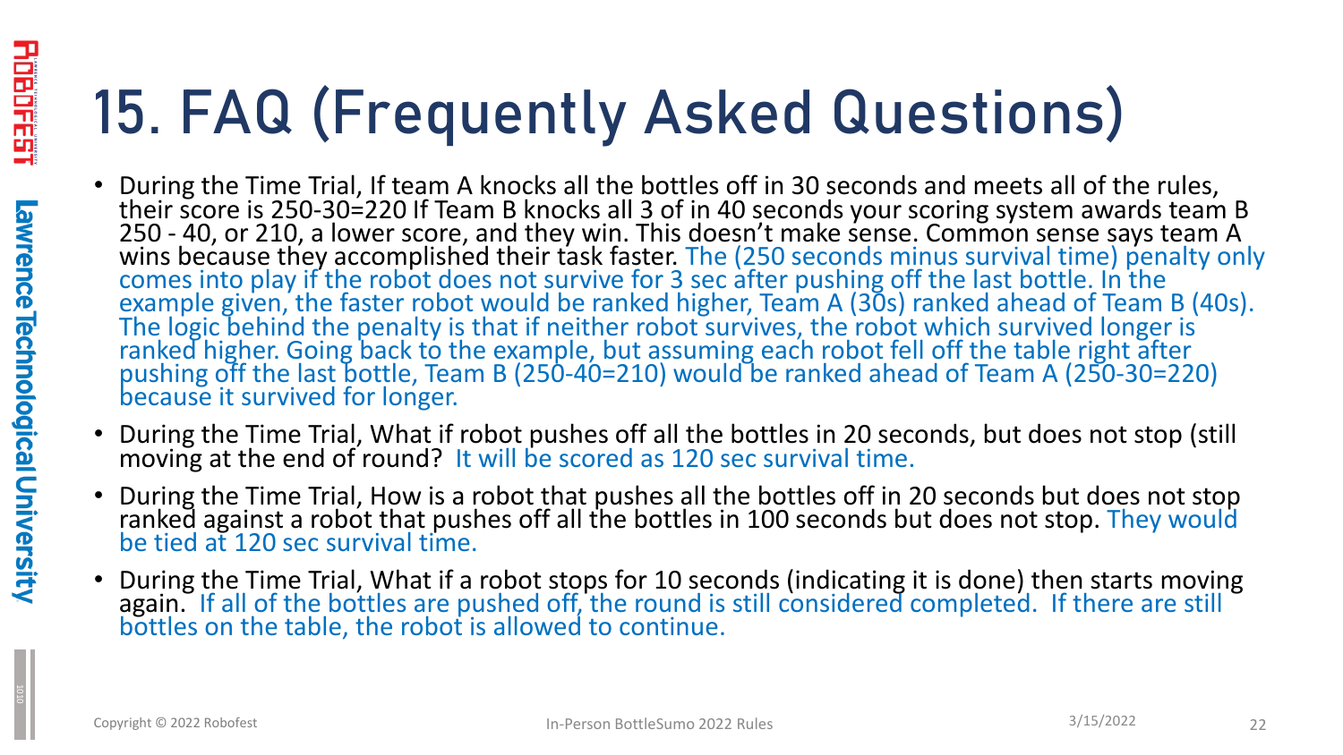# 15. FAQ (Frequently Asked Questions)

- During the Time Trial, If team A knocks all the bottles off in 30 seconds and meets all of the rules, their score is 250-30=220 If Team B knocks all 3 of in 40 seconds your scoring system awards team B 250 - 40, or 210, a lower score, and they win. This doesn't make sense. Common sense says team A wins because they accomplished their task faster. The (250 seconds minus survival time) penalty only comes into play if the robot does not survive for 3 sec after pushing off the last bottle. In the example given, the faster robot would be ranked higher, Team A (30s) ranked ahead of Team B (40s). The logic behind the penalty is that if neither robot survives, the robot which survived longer is ranked higher. Going back to the example, but assuming each robot fell off the table right after pushing off the last bottle, Team B (250-40=210) would be ranked ahead of Team A (250-30=220) because it survived for longer.
- During the Time Trial, What if robot pushes off all the bottles in 20 seconds, but does not stop (still moving at the end of round? It will be scored as 120 sec survival time.
- During the Time Trial, How is a robot that pushes all the bottles off in 20 seconds but does not stop ranked against a robot that pushes off all the bottles in 100 seconds but does not stop. They would be tied at 120 sec survival time.
- During the Time Trial, What if a robot stops for 10 seconds (indicating it is done) then starts moving again. If all of the bottles are pushed off, the round is still considered completed. If there are still bottles on the table, the robot is allowed to continue.